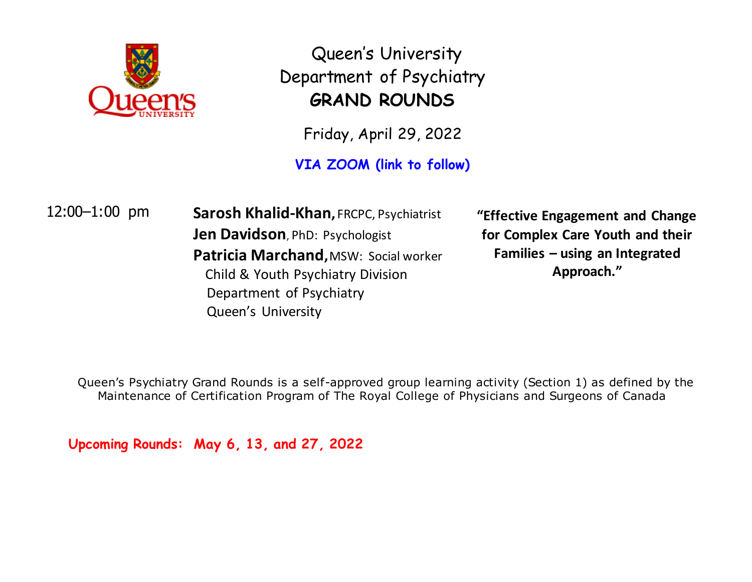# Queen's University
## Department of Psychiatry
## GRAND ROUNDS

Friday, April 29, 2022

**VIA ZOOM (link to follow)**

12:00–1:00 pm

**Sarosh Khalid-Khan,** FRCPC, Psychiatrist
**Jen Davidson**, PhD: Psychologist
**Patricia Marchand,** MSW: Social worker
Child & Youth Psychiatry Division
Department of Psychiatry
Queen's University

**"Effective Engagement and Change for Complex Care Youth and their Families – using an Integrated Approach."**

Queen's Psychiatry Grand Rounds is a self-approved group learning activity (Section 1) as defined by the Maintenance of Certification Program of The Royal College of Physicians and Surgeons of Canada

**Upcoming Rounds: May 6, 13, and 27, 2022**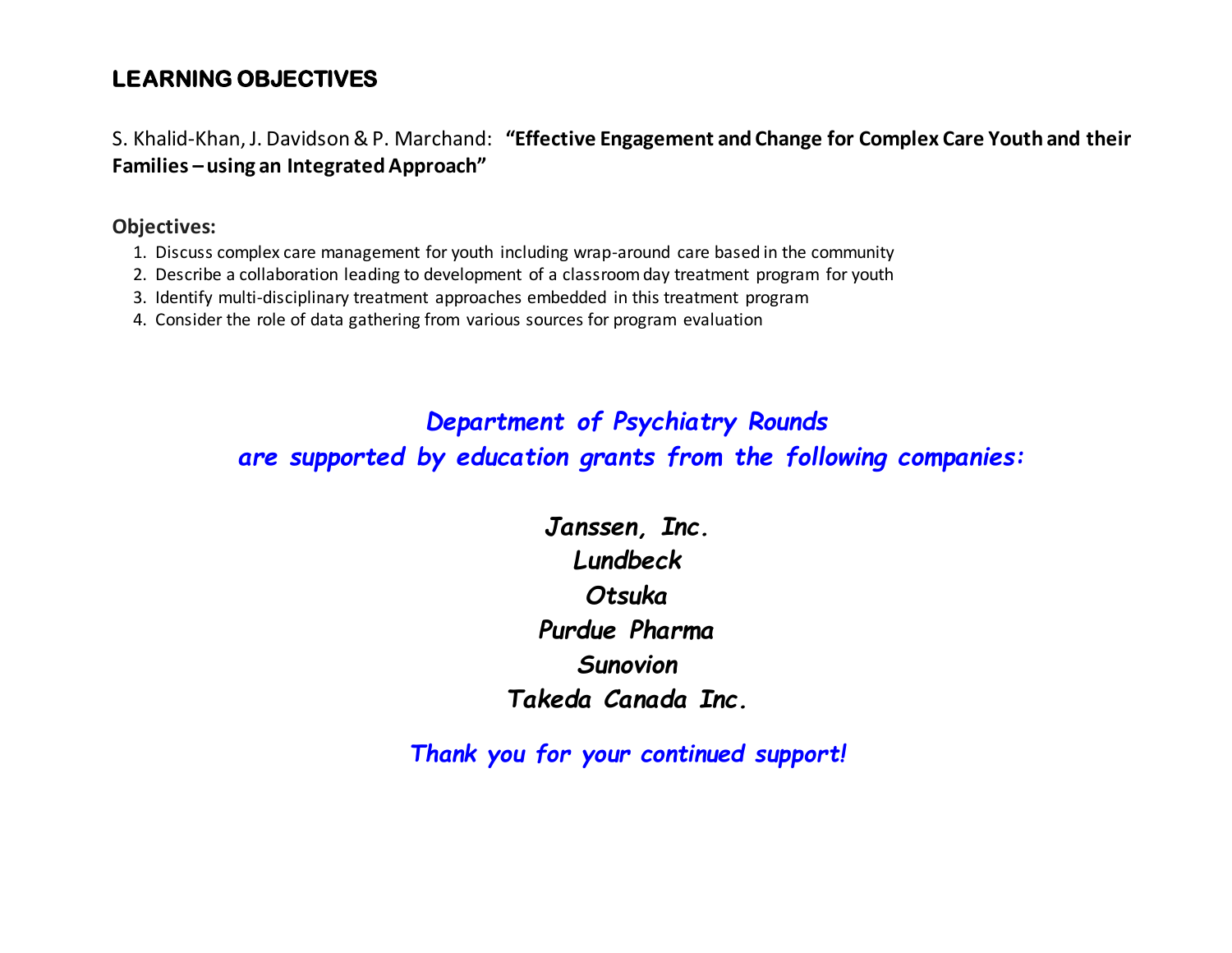## LEARNING OBJECTIVES

S. Khalid-Khan, J. Davidson & P. Marchand: **"Effective Engagement and Change for Complex Care Youth and their Families – using an Integrated Approach"**

**Objectives:**

1. Discuss complex care management for youth including wrap-around care based in the community
2. Describe a collaboration leading to development of a classroom day treatment program for youth
3. Identify multi-disciplinary treatment approaches embedded in this treatment program
4. Consider the role of data gathering from various sources for program evaluation

***Department of Psychiatry Rounds***
***are supported by education grants from the following companies:***

***Janssen, Inc.***
***Lundbeck***
***Otsuka***
***Purdue Pharma***
***Sunovion***
***Takeda Canada Inc.***

***Thank you for your continued support!***